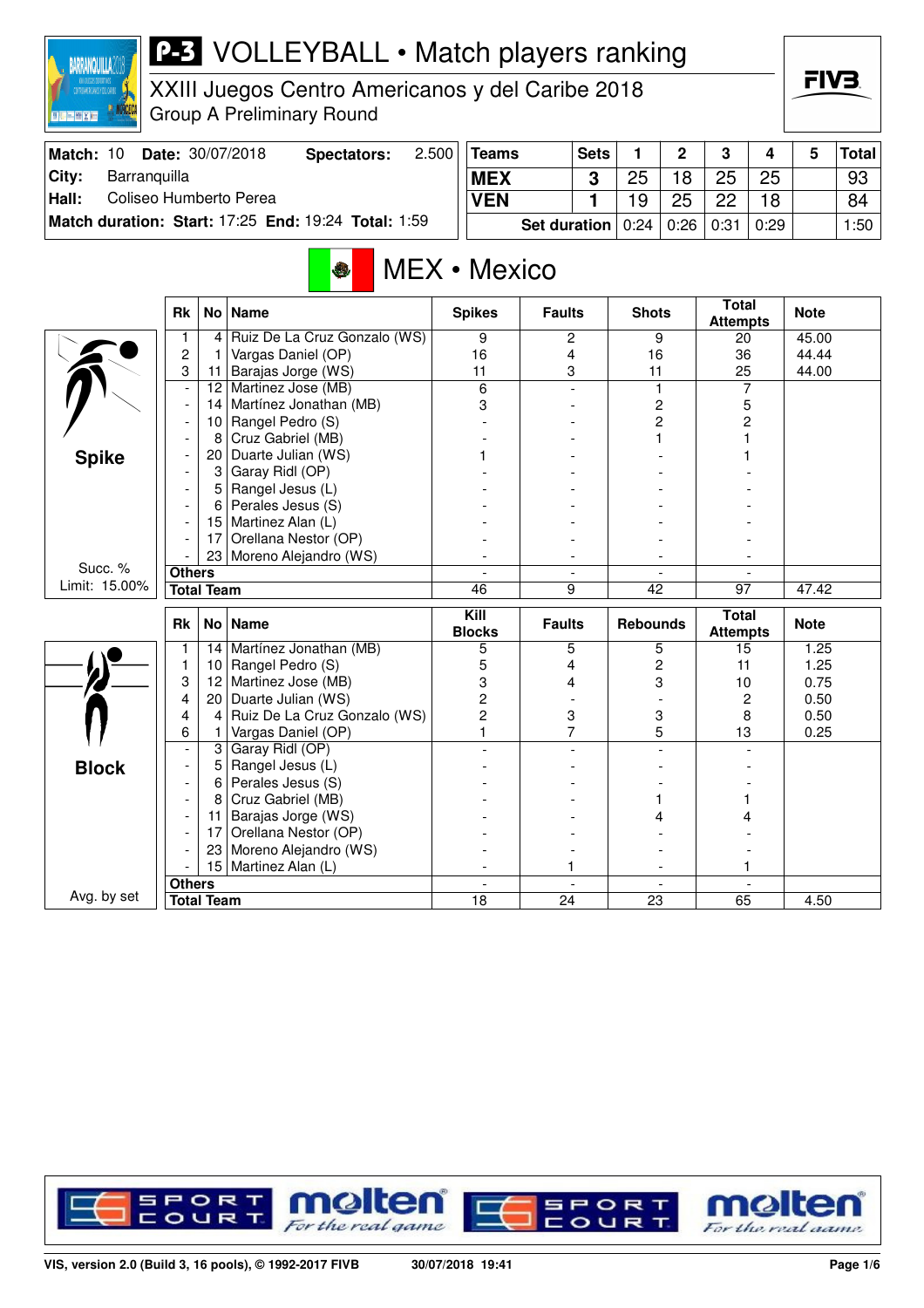# P-3 VOLLEYBALL • Match players ranking

## XXIII Juegos Centro Americanos y del Caribe 2018

Group A Preliminary Round

**Match:** 10 **Date:** 30/07/2018 **Spectators:** 2.500
**City:** Barranquilla
**Hall:** Coliseo Humberto Perea
**Match duration: Start:** 17:25 **End:** 19:24 **Total:** 1:59

| Teams | Sets | 1 | 2 | 3 | 4 | 5 | Total |
|---|---|---|---|---|---|---|---|
| MEX | 3 | 25 | 18 | 25 | 25 | | 93 |
| VEN | 1 | 19 | 25 | 22 | 18 | | 84 |
| Set duration | | 0:24 | 0:26 | 0:31 | 0:29 | | 1:50 |

## MEX • Mexico

**Spike** — Succ. % Limit: 15.00%

| Rk | No | Name | Spikes | Faults | Shots | Total Attempts | Note |
|---|---|---|---|---|---|---|---|
| 1 | 4 | Ruiz De La Cruz Gonzalo (WS) | 9 | 2 | 9 | 20 | 45.00 |
| 2 | 1 | Vargas Daniel (OP) | 16 | 4 | 16 | 36 | 44.44 |
| 3 | 11 | Barajas Jorge (WS) | 11 | 3 | 11 | 25 | 44.00 |
| - | 12 | Martinez Jose (MB) | 6 | - | 1 | 7 | |
| - | 14 | Martínez Jonathan (MB) | 3 | - | 2 | 5 | |
| - | 10 | Rangel Pedro (S) | - | - | 2 | 2 | |
| - | 8 | Cruz Gabriel (MB) | - | - | 1 | 1 | |
| - | 20 | Duarte Julian (WS) | 1 | - | - | 1 | |
| - | 3 | Garay Ridl (OP) | - | - | - | - | |
| - | 5 | Rangel Jesus (L) | - | - | - | - | |
| - | 6 | Perales Jesus (S) | - | - | - | - | |
| - | 15 | Martinez Alan (L) | - | - | - | - | |
| - | 17 | Orellana Nestor (OP) | - | - | - | - | |
| - | 23 | Moreno Alejandro (WS) | - | - | - | - | |
| Others | | | - | - | - | - | |
| Total Team | | | 46 | 9 | 42 | 97 | 47.42 |

**Block** — Avg. by set

| Rk | No | Name | Kill Blocks | Faults | Rebounds | Total Attempts | Note |
|---|---|---|---|---|---|---|---|
| 1 | 14 | Martínez Jonathan (MB) | 5 | 5 | 5 | 15 | 1.25 |
| 1 | 10 | Rangel Pedro (S) | 5 | 4 | 2 | 11 | 1.25 |
| 3 | 12 | Martinez Jose (MB) | 3 | 4 | 3 | 10 | 0.75 |
| 4 | 20 | Duarte Julian (WS) | 2 | - | - | 2 | 0.50 |
| 4 | 4 | Ruiz De La Cruz Gonzalo (WS) | 2 | 3 | 3 | 8 | 0.50 |
| 6 | 1 | Vargas Daniel (OP) | 1 | 7 | 5 | 13 | 0.25 |
| - | 3 | Garay Ridl (OP) | - | - | - | - | |
| - | 5 | Rangel Jesus (L) | - | - | - | - | |
| - | 6 | Perales Jesus (S) | - | - | - | - | |
| - | 8 | Cruz Gabriel (MB) | - | - | 1 | 1 | |
| - | 11 | Barajas Jorge (WS) | - | - | 4 | 4 | |
| - | 17 | Orellana Nestor (OP) | - | - | - | - | |
| - | 23 | Moreno Alejandro (WS) | - | - | - | - | |
| - | 15 | Martinez Alan (L) | - | 1 | - | 1 | |
| Others | | | - | - | - | - | |
| Total Team | | | 18 | 24 | 23 | 65 | 4.50 |

VIS, version 2.0 (Build 3, 16 pools), © 1992-2017 FIVB 30/07/2018 19:41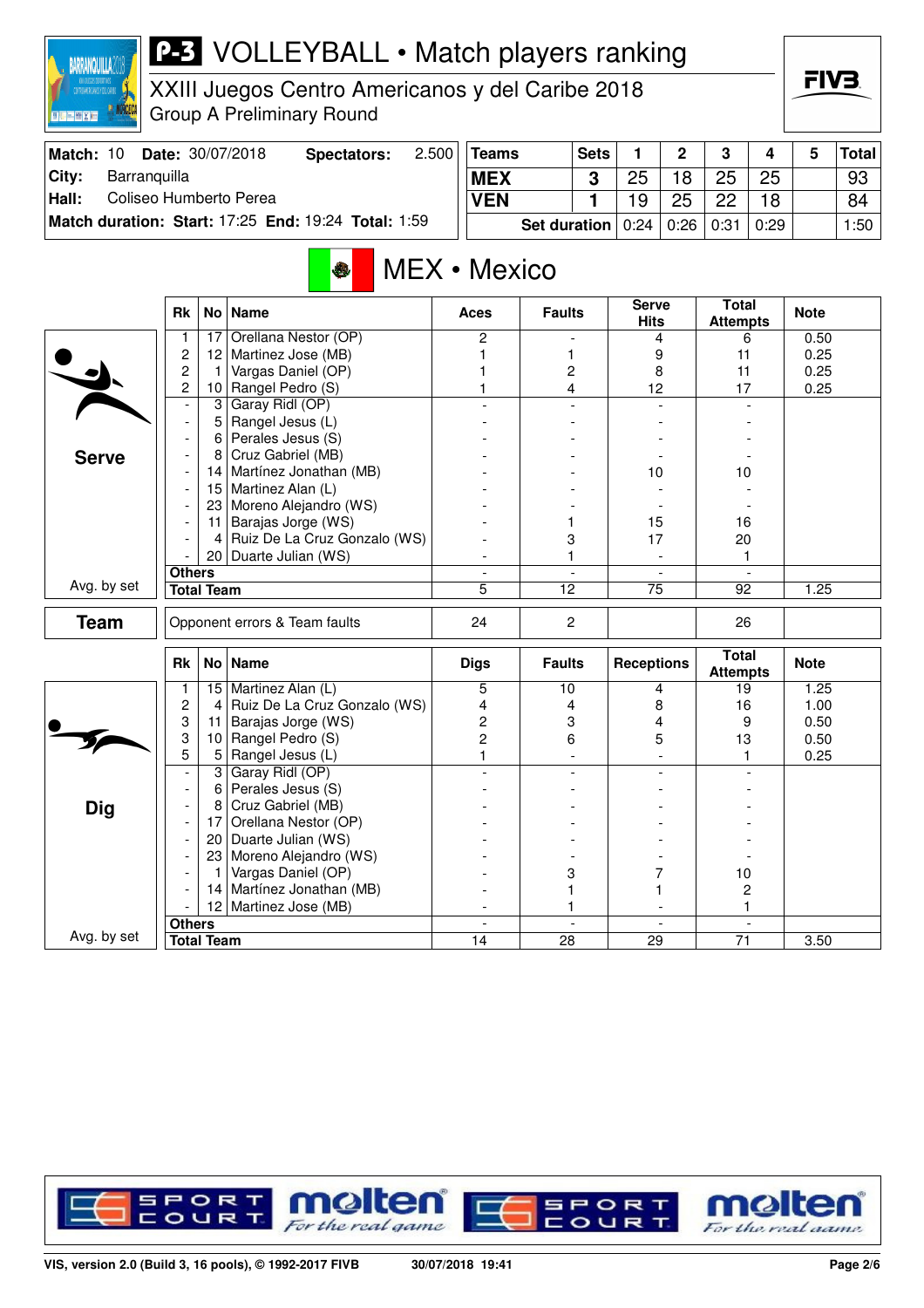# P-3 VOLLEYBALL • Match players ranking

XXIII Juegos Centro Americanos y del Caribe 2018

Group A Preliminary Round

| Match: 10 | Date: 30/07/2018 | Spectators: | 2.500 |
|---|---|---|---|
| City: | Barranquilla | | |
| Hall: | Coliseo Humberto Perea | | |
| Match duration: | Start: 17:25 | End: 19:24 | Total: 1:59 |

| Teams | Sets | 1 | 2 | 3 | 4 | 5 | Total |
|---|---|---|---|---|---|---|---|
| MEX | 3 | 25 | 18 | 25 | 25 | | 93 |
| VEN | 1 | 19 | 25 | 22 | 18 | | 84 |
| Set duration | | 0:24 | 0:26 | 0:31 | 0:29 | | 1:50 |

## MEX • Mexico

### Serve

| Rk | No | Name | Aces | Faults | Serve Hits | Total Attempts | Note |
|---|---|---|---|---|---|---|---|
| 1 | 17 | Orellana Nestor (OP) | 2 | - | 4 | 6 | 0.50 |
| 2 | 12 | Martinez Jose (MB) | 1 | 1 | 9 | 11 | 0.25 |
| 2 | 1 | Vargas Daniel (OP) | 1 | 2 | 8 | 11 | 0.25 |
| 2 | 10 | Rangel Pedro (S) | 1 | 4 | 12 | 17 | 0.25 |
| - | 3 | Garay Ridl (OP) | - | - | - | - | |
| - | 5 | Rangel Jesus (L) | - | - | - | - | |
| - | 6 | Perales Jesus (S) | - | - | - | - | |
| - | 8 | Cruz Gabriel (MB) | - | - | - | - | |
| - | 14 | Martínez Jonathan (MB) | - | - | 10 | 10 | |
| - | 15 | Martinez Alan (L) | - | - | - | - | |
| - | 23 | Moreno Alejandro (WS) | - | - | - | - | |
| - | 11 | Barajas Jorge (WS) | - | 1 | 15 | 16 | |
| - | 4 | Ruiz De La Cruz Gonzalo (WS) | - | 3 | 17 | 20 | |
| - | 20 | Duarte Julian (WS) | - | 1 | - | 1 | |
| Others | | | - | - | - | - | |
| Total Team | | | 5 | 12 | 75 | 92 | 1.25 |

Avg. by set

### Team

| | Aces | Faults | | Total Attempts | Note |
|---|---|---|---|---|---|
| Opponent errors & Team faults | 24 | 2 | | 26 | |

### Dig

| Rk | No | Name | Digs | Faults | Receptions | Total Attempts | Note |
|---|---|---|---|---|---|---|---|
| 1 | 15 | Martinez Alan (L) | 5 | 10 | 4 | 19 | 1.25 |
| 2 | 4 | Ruiz De La Cruz Gonzalo (WS) | 4 | 4 | 8 | 16 | 1.00 |
| 3 | 11 | Barajas Jorge (WS) | 2 | 3 | 4 | 9 | 0.50 |
| 3 | 10 | Rangel Pedro (S) | 2 | 6 | 5 | 13 | 0.50 |
| 5 | 5 | Rangel Jesus (L) | 1 | - | - | 1 | 0.25 |
| - | 3 | Garay Ridl (OP) | - | - | - | - | |
| - | 6 | Perales Jesus (S) | - | - | - | - | |
| - | 8 | Cruz Gabriel (MB) | - | - | - | - | |
| - | 17 | Orellana Nestor (OP) | - | - | - | - | |
| - | 20 | Duarte Julian (WS) | - | - | - | - | |
| - | 23 | Moreno Alejandro (WS) | - | - | - | - | |
| - | 1 | Vargas Daniel (OP) | - | 3 | 7 | 10 | |
| - | 14 | Martínez Jonathan (MB) | - | 1 | 1 | 2 | |
| - | 12 | Martinez Jose (MB) | - | 1 | - | 1 | |
| Others | | | - | - | - | - | |
| Total Team | | | 14 | 28 | 29 | 71 | 3.50 |

Avg. by set

VIS, version 2.0 (Build 3, 16 pools), © 1992-2017 FIVB 30/07/2018 19:41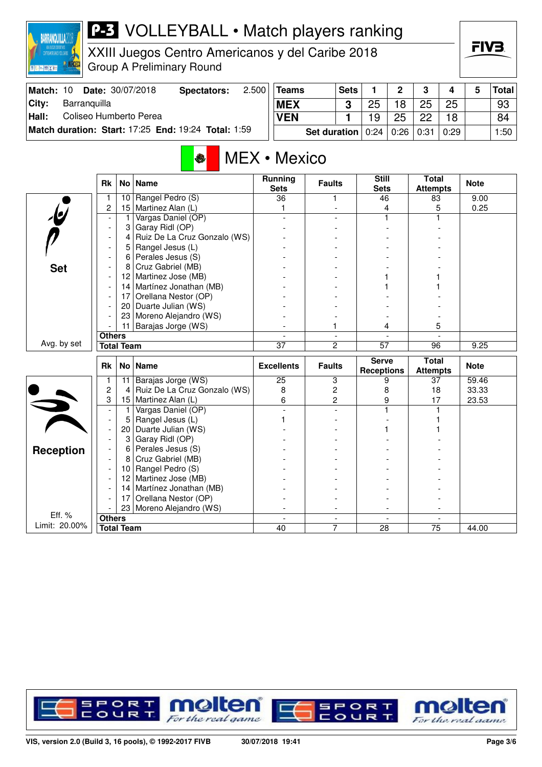# P-3 VOLLEYBALL • Match players ranking

XXIII Juegos Centro Americanos y del Caribe 2018

Group A Preliminary Round

| | | | |
|---|---|---|---|
| **Match:** 10 | **Date:** 30/07/2018 | **Spectators:** | 2.500 |
| **City:** | Barranquilla | | |
| **Hall:** | Coliseo Humberto Perea | | |
| **Match duration:** | **Start:** 17:25 | **End:** 19:24 | **Total:** 1:59 |

| Teams | Sets | 1 | 2 | 3 | 4 | 5 | Total |
|---|---|---|---|---|---|---|---|
| MEX | 3 | 25 | 18 | 25 | 25 | | 93 |
| VEN | 1 | 19 | 25 | 22 | 18 | | 84 |
| | Set duration | 0:24 | 0:26 | 0:31 | 0:29 | | 1:50 |

## MEX • Mexico

### Set

| Rk | No | Name | Running Sets | Faults | Still Sets | Total Attempts | Note |
|---|---|---|---|---|---|---|---|
| 1 | 10 | Rangel Pedro (S) | 36 | 1 | 46 | 83 | 9.00 |
| 2 | 15 | Martinez Alan (L) | 1 | - | 4 | 5 | 0.25 |
| - | 1 | Vargas Daniel (OP) | - | - | 1 | 1 | |
| - | 3 | Garay Ridl (OP) | - | - | - | - | |
| - | 4 | Ruiz De La Cruz Gonzalo (WS) | - | - | - | - | |
| - | 5 | Rangel Jesus (L) | - | - | - | - | |
| - | 6 | Perales Jesus (S) | - | - | - | - | |
| - | 8 | Cruz Gabriel (MB) | - | - | - | - | |
| - | 12 | Martinez Jose (MB) | - | - | 1 | 1 | |
| - | 14 | Martínez Jonathan (MB) | - | - | 1 | 1 | |
| - | 17 | Orellana Nestor (OP) | - | - | - | - | |
| - | 20 | Duarte Julian (WS) | - | - | - | - | |
| - | 23 | Moreno Alejandro (WS) | - | - | - | - | |
| - | 11 | Barajas Jorge (WS) | - | 1 | 4 | 5 | |
| Others | | | - | - | - | - | |
| Total Team | | | 37 | 2 | 57 | 96 | 9.25 |

Avg. by set

### Reception

| Rk | No | Name | Excellents | Faults | Serve Receptions | Total Attempts | Note |
|---|---|---|---|---|---|---|---|
| 1 | 11 | Barajas Jorge (WS) | 25 | 3 | 9 | 37 | 59.46 |
| 2 | 4 | Ruiz De La Cruz Gonzalo (WS) | 8 | 2 | 8 | 18 | 33.33 |
| 3 | 15 | Martinez Alan (L) | 6 | 2 | 9 | 17 | 23.53 |
| - | 1 | Vargas Daniel (OP) | - | - | 1 | 1 | |
| - | 5 | Rangel Jesus (L) | 1 | - | - | 1 | |
| - | 20 | Duarte Julian (WS) | - | - | 1 | 1 | |
| - | 3 | Garay Ridl (OP) | - | - | - | - | |
| - | 6 | Perales Jesus (S) | - | - | - | - | |
| - | 8 | Cruz Gabriel (MB) | - | - | - | - | |
| - | 10 | Rangel Pedro (S) | - | - | - | - | |
| - | 12 | Martinez Jose (MB) | - | - | - | - | |
| - | 14 | Martínez Jonathan (MB) | - | - | - | - | |
| - | 17 | Orellana Nestor (OP) | - | - | - | - | |
| - | 23 | Moreno Alejandro (WS) | - | - | - | - | |
| Others | | | - | - | - | - | |
| Total Team | | | 40 | 7 | 28 | 75 | 44.00 |

Eff. %
Limit: 20.00%

VIS, version 2.0 (Build 3, 16 pools), © 1992-2017 FIVB 30/07/2018 19:41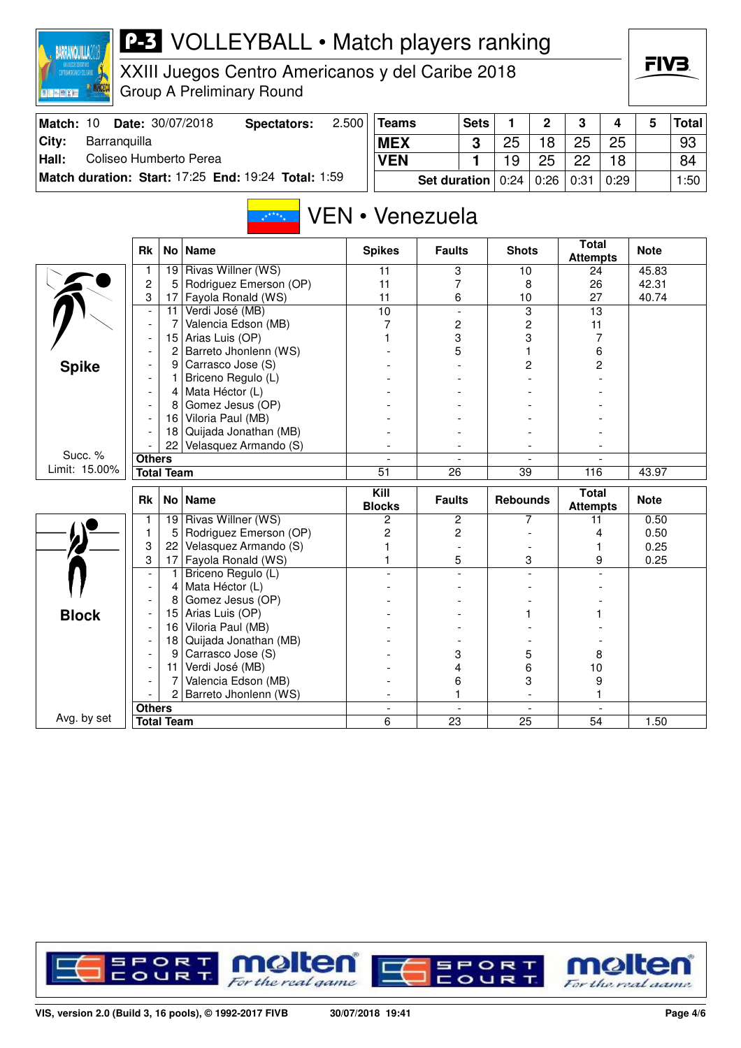# P-3 VOLLEYBALL • Match players ranking

XXIII Juegos Centro Americanos y del Caribe 2018
Group A Preliminary Round

| Match: 10 | Date: 30/07/2018 | Spectators: | 2.500 |
|---|---|---|---|
| City: | Barranquilla | | |
| Hall: | Coliseo Humberto Perea | | |
| Match duration: | Start: 17:25 | End: 19:24 | Total: 1:59 |

| Teams | Sets | 1 | 2 | 3 | 4 | 5 | Total |
|---|---|---|---|---|---|---|---|
| MEX | 3 | 25 | 18 | 25 | 25 | | 93 |
| VEN | 1 | 19 | 25 | 22 | 18 | | 84 |
| Set duration | | 0:24 | 0:26 | 0:31 | 0:29 | | 1:50 |

## VEN • Venezuela

### Spike

Succ. % Limit: 15.00%

| Rk | No | Name | Spikes | Faults | Shots | Total Attempts | Note |
|---|---|---|---|---|---|---|---|
| 1 | 19 | Rivas Willner (WS) | 11 | 3 | 10 | 24 | 45.83 |
| 2 | 5 | Rodriguez Emerson (OP) | 11 | 7 | 8 | 26 | 42.31 |
| 3 | 17 | Fayola Ronald (WS) | 11 | 6 | 10 | 27 | 40.74 |
| - | 11 | Verdi José (MB) | 10 | - | 3 | 13 | |
| - | 7 | Valencia Edson (MB) | 7 | 2 | 2 | 11 | |
| - | 15 | Arias Luis (OP) | 1 | 3 | 3 | 7 | |
| - | 2 | Barreto Jhonlenn (WS) | - | 5 | 1 | 6 | |
| - | 9 | Carrasco Jose (S) | - | - | 2 | 2 | |
| - | 1 | Briceno Regulo (L) | - | - | - | - | |
| - | 4 | Mata Héctor (L) | - | - | - | - | |
| - | 8 | Gomez Jesus (OP) | - | - | - | - | |
| - | 16 | Viloria Paul (MB) | - | - | - | - | |
| - | 18 | Quijada Jonathan (MB) | - | - | - | - | |
| - | 22 | Velasquez Armando (S) | - | - | - | - | |
| Others | | | - | - | - | - | |
| Total Team | | | 51 | 26 | 39 | 116 | 43.97 |

### Block

Avg. by set

| Rk | No | Name | Kill Blocks | Faults | Rebounds | Total Attempts | Note |
|---|---|---|---|---|---|---|---|
| 1 | 19 | Rivas Willner (WS) | 2 | 2 | 7 | 11 | 0.50 |
| 1 | 5 | Rodriguez Emerson (OP) | 2 | 2 | - | 4 | 0.50 |
| 3 | 22 | Velasquez Armando (S) | 1 | - | - | 1 | 0.25 |
| 3 | 17 | Fayola Ronald (WS) | 1 | 5 | 3 | 9 | 0.25 |
| - | 1 | Briceno Regulo (L) | - | - | - | - | |
| - | 4 | Mata Héctor (L) | - | - | - | - | |
| - | 8 | Gomez Jesus (OP) | - | - | - | - | |
| - | 15 | Arias Luis (OP) | - | - | 1 | 1 | |
| - | 16 | Viloria Paul (MB) | - | - | - | - | |
| - | 18 | Quijada Jonathan (MB) | - | - | - | - | |
| - | 9 | Carrasco Jose (S) | - | 3 | 5 | 8 | |
| - | 11 | Verdi José (MB) | - | 4 | 6 | 10 | |
| - | 7 | Valencia Edson (MB) | - | 6 | 3 | 9 | |
| - | 2 | Barreto Jhonlenn (WS) | - | 1 | - | 1 | |
| Others | | | - | - | - | - | |
| Total Team | | | 6 | 23 | 25 | 54 | 1.50 |

VIS, version 2.0 (Build 3, 16 pools), © 1992-2017 FIVB — 30/07/2018 19:41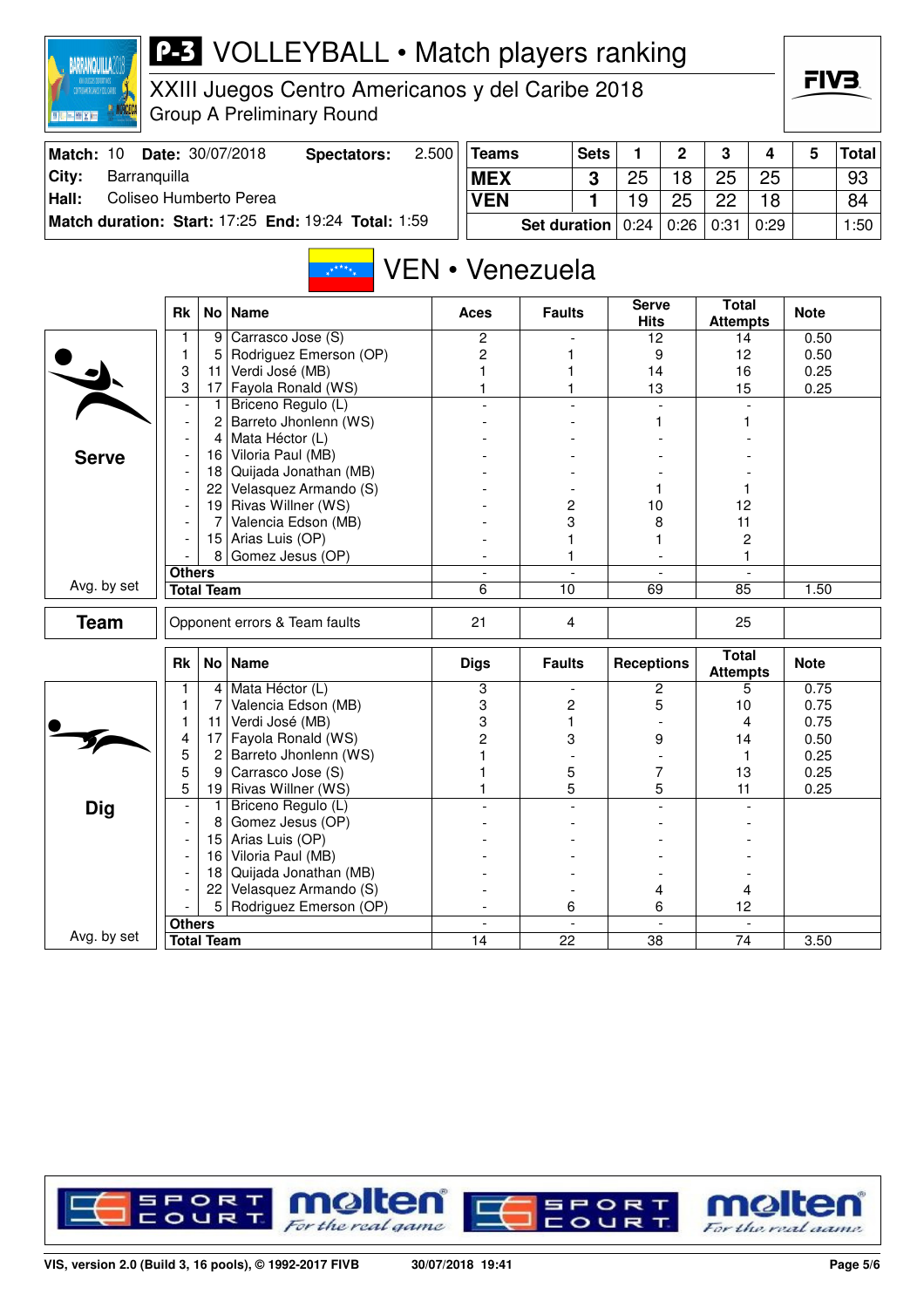# P-3 VOLLEYBALL • Match players ranking

## XXIII Juegos Centro Americanos y del Caribe 2018

### Group A Preliminary Round

**Match:** 10 **Date:** 30/07/2018 **Spectators:** 2.500
**City:** Barranquilla
**Hall:** Coliseo Humberto Perea
**Match duration: Start:** 17:25 **End:** 19:24 **Total:** 1:59

| Teams | Sets | 1 | 2 | 3 | 4 | 5 | Total |
|---|---|---|---|---|---|---|---|
| MEX | 3 | 25 | 18 | 25 | 25 | | 93 |
| VEN | 1 | 19 | 25 | 22 | 18 | | 84 |
| Set duration | | 0:24 | 0:26 | 0:31 | 0:29 | | 1:50 |

## VEN • Venezuela

### Serve

| Rk | No | Name | Aces | Faults | Serve Hits | Total Attempts | Note |
|---|---|---|---|---|---|---|---|
| 1 | 9 | Carrasco Jose (S) | 2 | - | 12 | 14 | 0.50 |
| 1 | 5 | Rodriguez Emerson (OP) | 2 | 1 | 9 | 12 | 0.50 |
| 3 | 11 | Verdi José (MB) | 1 | 1 | 14 | 16 | 0.25 |
| 3 | 17 | Fayola Ronald (WS) | 1 | 1 | 13 | 15 | 0.25 |
| - | 1 | Briceno Regulo (L) | - | - | - | - | |
| - | 2 | Barreto Jhonlenn (WS) | - | - | 1 | 1 | |
| - | 4 | Mata Héctor (L) | - | - | - | - | |
| - | 16 | Viloria Paul (MB) | - | - | - | - | |
| - | 18 | Quijada Jonathan (MB) | - | - | - | - | |
| - | 22 | Velasquez Armando (S) | - | - | 1 | 1 | |
| - | 19 | Rivas Willner (WS) | - | 2 | 10 | 12 | |
| - | 7 | Valencia Edson (MB) | - | 3 | 8 | 11 | |
| - | 15 | Arias Luis (OP) | - | 1 | 1 | 2 | |
| - | 8 | Gomez Jesus (OP) | - | 1 | - | 1 | |
| Others | | | - | - | - | - | |
| Total Team | | | 6 | 10 | 69 | 85 | 1.50 |

Avg. by set

| Team | Opponent errors & Team faults | 21 | 4 | | 25 | |
|---|---|---|---|---|---|---|

### Dig

| Rk | No | Name | Digs | Faults | Receptions | Total Attempts | Note |
|---|---|---|---|---|---|---|---|
| 1 | 4 | Mata Héctor (L) | 3 | - | 2 | 5 | 0.75 |
| 1 | 7 | Valencia Edson (MB) | 3 | 2 | 5 | 10 | 0.75 |
| 1 | 11 | Verdi José (MB) | 3 | 1 | - | 4 | 0.75 |
| 4 | 17 | Fayola Ronald (WS) | 2 | 3 | 9 | 14 | 0.50 |
| 5 | 2 | Barreto Jhonlenn (WS) | 1 | - | - | 1 | 0.25 |
| 5 | 9 | Carrasco Jose (S) | 1 | 5 | 7 | 13 | 0.25 |
| 5 | 19 | Rivas Willner (WS) | 1 | 5 | 5 | 11 | 0.25 |
| - | 1 | Briceno Regulo (L) | - | - | - | - | |
| - | 8 | Gomez Jesus (OP) | - | - | - | - | |
| - | 15 | Arias Luis (OP) | - | - | - | - | |
| - | 16 | Viloria Paul (MB) | - | - | - | - | |
| - | 18 | Quijada Jonathan (MB) | - | - | - | - | |
| - | 22 | Velasquez Armando (S) | - | - | 4 | 4 | |
| - | 5 | Rodriguez Emerson (OP) | - | 6 | 6 | 12 | |
| Others | | | - | - | - | - | |
| Total Team | | | 14 | 22 | 38 | 74 | 3.50 |

Avg. by set

VIS, version 2.0 (Build 3, 16 pools), © 1992-2017 FIVB 30/07/2018 19:41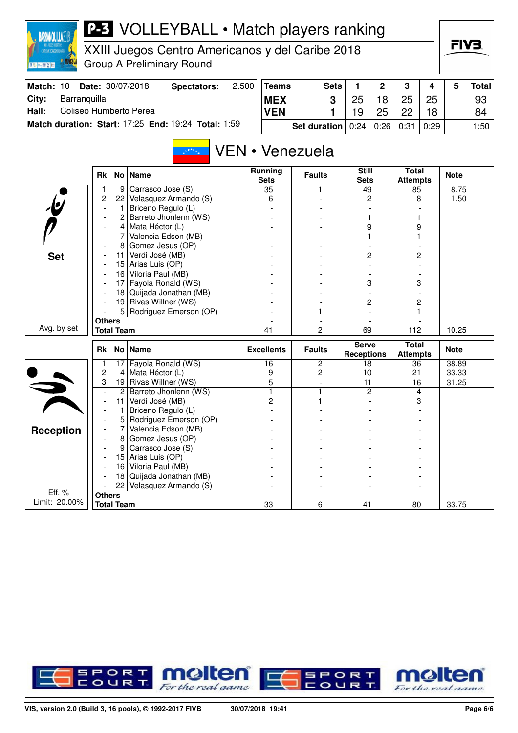# P-3 VOLLEYBALL • Match players ranking

XXIII Juegos Centro Americanos y del Caribe 2018
Group A Preliminary Round

| | | | |
|---|---|---|---|
| **Match:** 10 | **Date:** 30/07/2018 | **Spectators:** | 2.500 |
| **City:** | Barranquilla | | |
| **Hall:** | Coliseo Humberto Perea | | |
| **Match duration: Start:** 17:25 | **End:** 19:24 | **Total:** 1:59 | |

| Teams | Sets | 1 | 2 | 3 | 4 | 5 | Total |
|---|---|---|---|---|---|---|---|
| MEX | 3 | 25 | 18 | 25 | 25 | | 93 |
| VEN | 1 | 19 | 25 | 22 | 18 | | 84 |
| Set duration | | 0:24 | 0:26 | 0:31 | 0:29 | | 1:50 |

## VEN • Venezuela

### Set

| Rk | No | Name | Running Sets | Faults | Still Sets | Total Attempts | Note |
|---|---|---|---|---|---|---|---|
| 1 | 9 | Carrasco Jose (S) | 35 | 1 | 49 | 85 | 8.75 |
| 2 | 22 | Velasquez Armando (S) | 6 | - | 2 | 8 | 1.50 |
| - | 1 | Briceno Regulo (L) | - | - | - | - | |
| - | 2 | Barreto Jhonlenn (WS) | - | - | 1 | 1 | |
| - | 4 | Mata Héctor (L) | - | - | 9 | 9 | |
| - | 7 | Valencia Edson (MB) | - | - | 1 | 1 | |
| - | 8 | Gomez Jesus (OP) | - | - | - | - | |
| - | 11 | Verdi José (MB) | - | - | 2 | 2 | |
| - | 15 | Arias Luis (OP) | - | - | - | - | |
| - | 16 | Viloria Paul (MB) | - | - | - | - | |
| - | 17 | Fayola Ronald (WS) | - | - | 3 | 3 | |
| - | 18 | Quijada Jonathan (MB) | - | - | - | - | |
| - | 19 | Rivas Willner (WS) | - | - | 2 | 2 | |
| - | 5 | Rodriguez Emerson (OP) | - | 1 | - | 1 | |
| Others | | | - | - | - | - | |
| Total Team | | | 41 | 2 | 69 | 112 | 10.25 |

Avg. by set

### Reception

| Rk | No | Name | Excellents | Faults | Serve Receptions | Total Attempts | Note |
|---|---|---|---|---|---|---|---|
| 1 | 17 | Fayola Ronald (WS) | 16 | 2 | 18 | 36 | 38.89 |
| 2 | 4 | Mata Héctor (L) | 9 | 2 | 10 | 21 | 33.33 |
| 3 | 19 | Rivas Willner (WS) | 5 | - | 11 | 16 | 31.25 |
| - | 2 | Barreto Jhonlenn (WS) | 1 | 1 | 2 | 4 | |
| - | 11 | Verdi José (MB) | 2 | 1 | - | 3 | |
| - | 1 | Briceno Regulo (L) | - | - | - | - | |
| - | 5 | Rodriguez Emerson (OP) | - | - | - | - | |
| - | 7 | Valencia Edson (MB) | - | - | - | - | |
| - | 8 | Gomez Jesus (OP) | - | - | - | - | |
| - | 9 | Carrasco Jose (S) | - | - | - | - | |
| - | 15 | Arias Luis (OP) | - | - | - | - | |
| - | 16 | Viloria Paul (MB) | - | - | - | - | |
| - | 18 | Quijada Jonathan (MB) | - | - | - | - | |
| - | 22 | Velasquez Armando (S) | - | - | - | - | |
| Others | | | - | - | - | - | |
| Total Team | | | 33 | 6 | 41 | 80 | 33.75 |

Eff. %
Limit: 20.00%

VIS, version 2.0 (Build 3, 16 pools), © 1992-2017 FIVB — 30/07/2018 19:41